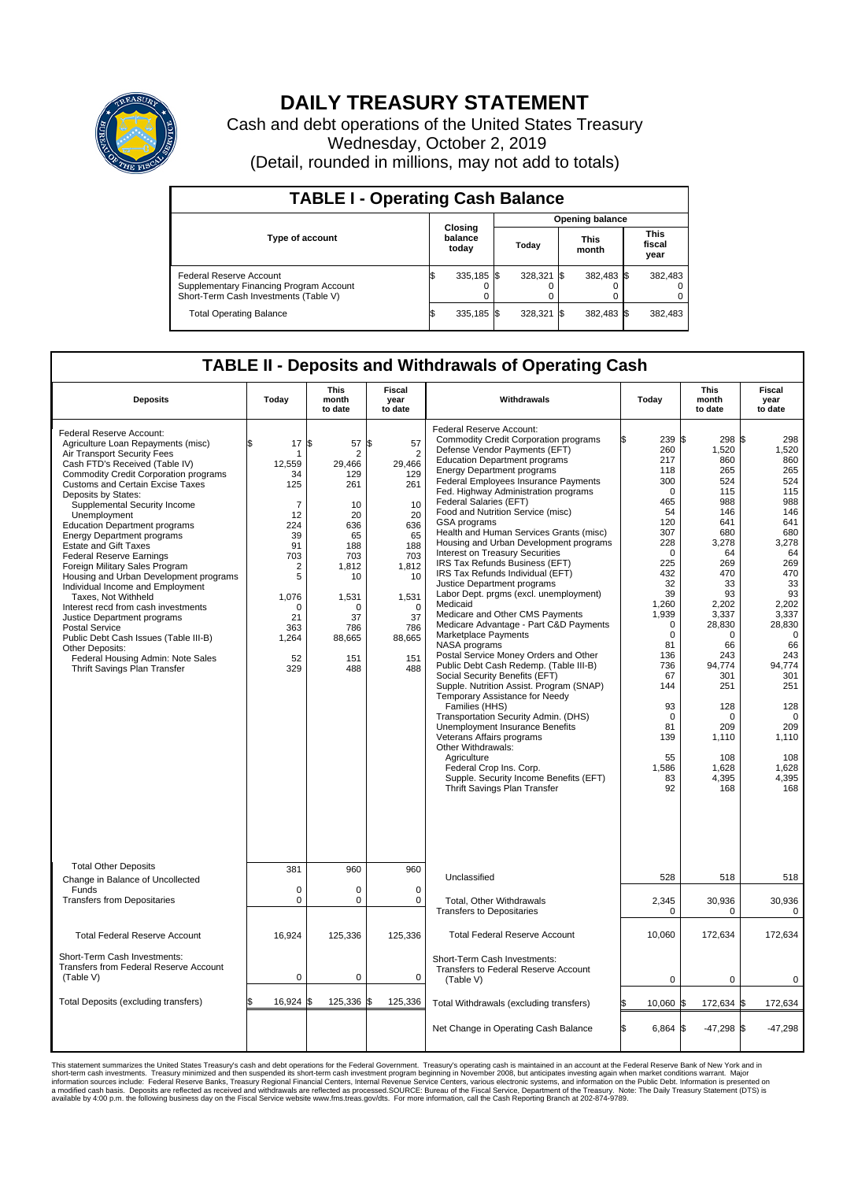# DAILY TREASURY STATEMENT

Cash and debt operations of the United States Treasury
Wednesday, October 2, 2019
(Detail, rounded in millions, may not add to totals)

## TABLE I - Operating Cash Balance

| Type of account | Closing balance today | Opening balance Today | Opening balance This month | Opening balance This fiscal year |
|---|---|---|---|---|
| Federal Reserve Account | $ 335,185 | $ 328,321 | $ 382,483 | $ 382,483 |
| Supplementary Financing Program Account | 0 | 0 | 0 | 0 |
| Short-Term Cash Investments (Table V) | 0 | 0 | 0 | 0 |
| Total Operating Balance | $ 335,185 | $ 328,321 | $ 382,483 | $ 382,483 |

## TABLE II - Deposits and Withdrawals of Operating Cash

| Deposits | Today | This month to date | Fiscal year to date |
|---|---|---|---|
| Federal Reserve Account: | | | |
| Agriculture Loan Repayments (misc) | $ 17 | $ 57 | $ 57 |
| Air Transport Security Fees | 1 | 2 | 2 |
| Cash FTD's Received (Table IV) | 12,559 | 29,466 | 29,466 |
| Commodity Credit Corporation programs | 34 | 129 | 129 |
| Customs and Certain Excise Taxes | 125 | 261 | 261 |
| Deposits by States: | | | |
| Supplemental Security Income | 7 | 10 | 10 |
| Unemployment | 12 | 20 | 20 |
| Education Department programs | 224 | 636 | 636 |
| Energy Department programs | 39 | 65 | 65 |
| Estate and Gift Taxes | 91 | 188 | 188 |
| Federal Reserve Earnings | 703 | 703 | 703 |
| Foreign Military Sales Program | 2 | 1,812 | 1,812 |
| Housing and Urban Development programs | 5 | 10 | 10 |
| Individual Income and Employment Taxes, Not Withheld | 1,076 | 1,531 | 1,531 |
| Interest recd from cash investments | 0 | 0 | 0 |
| Justice Department programs | 21 | 37 | 37 |
| Postal Service | 363 | 786 | 786 |
| Public Debt Cash Issues (Table III-B) | 1,264 | 88,665 | 88,665 |
| Other Deposits: | | | |
| Federal Housing Admin: Note Sales | 52 | 151 | 151 |
| Thrift Savings Plan Transfer | 329 | 488 | 488 |
| Total Other Deposits | 381 | 960 | 960 |
| Change in Balance of Uncollected Funds | 0 | 0 | 0 |
| Transfers from Depositaries | 0 | 0 | 0 |
| Total Federal Reserve Account | 16,924 | 125,336 | 125,336 |
| Short-Term Cash Investments: Transfers from Federal Reserve Account (Table V) | 0 | 0 | 0 |
| Total Deposits (excluding transfers) | $ 16,924 | $ 125,336 | $ 125,336 |

| Withdrawals | Today | This month to date | Fiscal year to date |
|---|---|---|---|
| Federal Reserve Account: | | | |
| Commodity Credit Corporation programs | $ 239 | $ 298 | $ 298 |
| Defense Vendor Payments (EFT) | 260 | 1,520 | 1,520 |
| Education Department programs | 217 | 860 | 860 |
| Energy Department programs | 118 | 265 | 265 |
| Federal Employees Insurance Payments | 300 | 524 | 524 |
| Fed. Highway Administration programs | 0 | 115 | 115 |
| Federal Salaries (EFT) | 465 | 988 | 988 |
| Food and Nutrition Service (misc) | 54 | 146 | 146 |
| GSA programs | 120 | 641 | 641 |
| Health and Human Services Grants (misc) | 307 | 680 | 680 |
| Housing and Urban Development programs | 228 | 3,278 | 3,278 |
| Interest on Treasury Securities | 0 | 64 | 64 |
| IRS Tax Refunds Business (EFT) | 225 | 269 | 269 |
| IRS Tax Refunds Individual (EFT) | 432 | 470 | 470 |
| Justice Department programs | 32 | 33 | 33 |
| Labor Dept. prgms (excl. unemployment) | 39 | 93 | 93 |
| Medicaid | 1,260 | 2,202 | 2,202 |
| Medicare and Other CMS Payments | 1,939 | 3,337 | 3,337 |
| Medicare Advantage - Part C&D Payments | 0 | 28,830 | 28,830 |
| Marketplace Payments | 0 | 0 | 0 |
| NASA programs | 81 | 66 | 66 |
| Postal Service Money Orders and Other | 136 | 243 | 243 |
| Public Debt Cash Redemp. (Table III-B) | 736 | 94,774 | 94,774 |
| Social Security Benefits (EFT) | 67 | 301 | 301 |
| Supple. Nutrition Assist. Program (SNAP) | 144 | 251 | 251 |
| Temporary Assistance for Needy Families (HHS) | 93 | 128 | 128 |
| Transportation Security Admin. (DHS) | 0 | 0 | 0 |
| Unemployment Insurance Benefits | 81 | 209 | 209 |
| Veterans Affairs programs | 139 | 1,110 | 1,110 |
| Other Withdrawals: | | | |
| Agriculture | 55 | 108 | 108 |
| Federal Crop Ins. Corp. | 1,586 | 1,628 | 1,628 |
| Supple. Security Income Benefits (EFT) | 83 | 4,395 | 4,395 |
| Thrift Savings Plan Transfer | 92 | 168 | 168 |
| Unclassified | 528 | 518 | 518 |
| Total, Other Withdrawals | 2,345 | 30,936 | 30,936 |
| Transfers to Depositaries | 0 | 0 | 0 |
| Total Federal Reserve Account | 10,060 | 172,634 | 172,634 |
| Short-Term Cash Investments: Transfers to Federal Reserve Account (Table V) | 0 | 0 | 0 |
| Total Withdrawals (excluding transfers) | $ 10,060 | $ 172,634 | $ 172,634 |
| Net Change in Operating Cash Balance | $ 6,864 | $ -47,298 | $ -47,298 |

This statement summarizes the United States Treasury's cash and debt operations for the Federal Government. Treasury's operating cash is maintained in an account at the Federal Reserve Bank of New York and in short-term cash investments. Treasury minimized and then suspended its short-term cash investment program beginning in November 2008, but anticipates investing again when market conditions warrant. Major information sources include: Federal Reserve Banks, Treasury Regional Financial Centers, Internal Revenue Service Centers, various electronic systems, and information on the Public Debt. Information is presented on a modified cash basis. Deposits are reflected as received and withdrawals are reflected as processed.SOURCE: Bureau of the Fiscal Service, Department of the Treasury. Note: The Daily Treasury Statement (DTS) is available by 4:00 p.m. the following business day on the Fiscal Service website www.fms.treas.gov/dts. For more information, call the Cash Reporting Branch at 202-874-9789.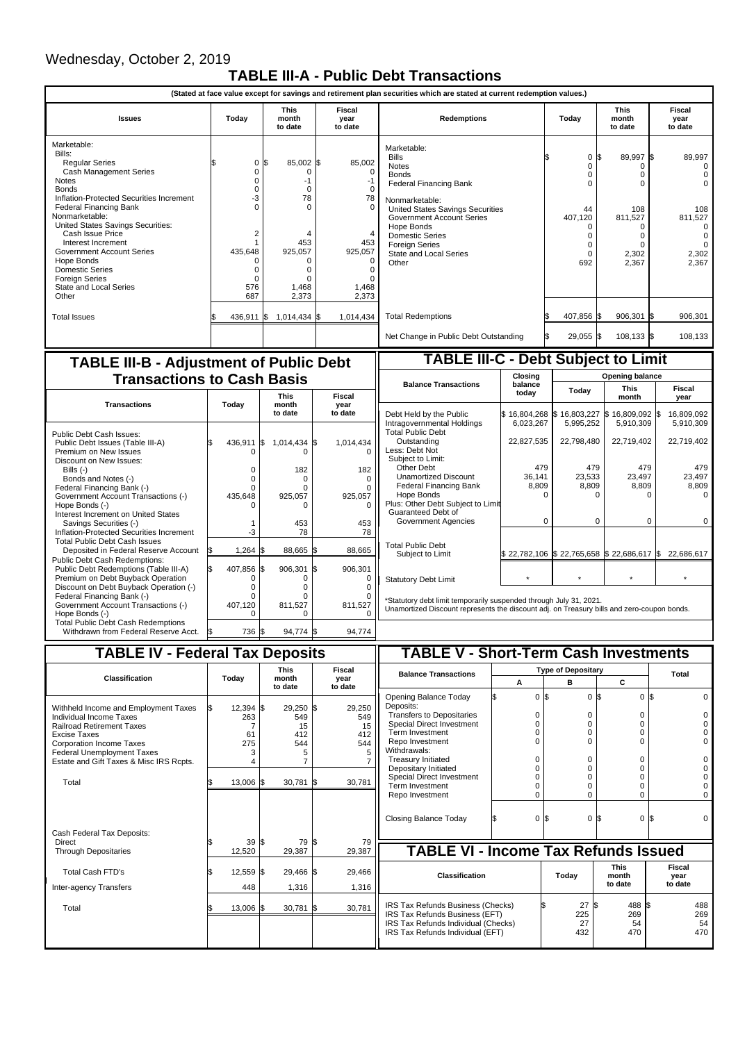Wednesday, October 2, 2019

# TABLE III-A - Public Debt Transactions

(Stated at face value except for savings and retirement plan securities which are stated at current redemption values.)

| Issues | Today | This month to date | Fiscal year to date |
|---|---|---|---|
| Marketable: | | | |
| Bills: | | | |
| Regular Series | $ 0 | $ 85,002 | $ 85,002 |
| Cash Management Series | 0 | 0 | 0 |
| Notes | 0 | -1 | -1 |
| Bonds | 0 | 0 | 0 |
| Inflation-Protected Securities Increment | -3 | 78 | 78 |
| Federal Financing Bank | 0 | 0 | 0 |
| Nonmarketable: | | | |
| United States Savings Securities: | | | |
| Cash Issue Price | 2 | 4 | 4 |
| Interest Increment | 1 | 453 | 453 |
| Government Account Series | 435,648 | 925,057 | 925,057 |
| Hope Bonds | 0 | 0 | 0 |
| Domestic Series | 0 | 0 | 0 |
| Foreign Series | 0 | 0 | 0 |
| State and Local Series | 576 | 1,468 | 1,468 |
| Other | 687 | 2,373 | 2,373 |
| Total Issues | $ 436,911 | $ 1,014,434 | $ 1,014,434 |

| Redemptions | Today | This month to date | Fiscal year to date |
|---|---|---|---|
| Marketable: | | | |
| Bills | $ 0 | $ 89,997 | $ 89,997 |
| Notes | 0 | 0 | 0 |
| Bonds | 0 | 0 | 0 |
| Federal Financing Bank | 0 | 0 | 0 |
| Nonmarketable: | | | |
| United States Savings Securities | 44 | 108 | 108 |
| Government Account Series | 407,120 | 811,527 | 811,527 |
| Hope Bonds | 0 | 0 | 0 |
| Domestic Series | 0 | 0 | 0 |
| Foreign Series | 0 | 0 | 0 |
| State and Local Series | 0 | 2,302 | 2,302 |
| Other | 692 | 2,367 | 2,367 |
| Total Redemptions | $ 407,856 | $ 906,301 | $ 906,301 |
| Net Change in Public Debt Outstanding | $ 29,055 | $ 108,133 | $ 108,133 |

# TABLE III-B - Adjustment of Public Debt Transactions to Cash Basis

| Transactions | Today | This month to date | Fiscal year to date |
|---|---|---|---|
| Public Debt Cash Issues: | | | |
| Public Debt Issues (Table III-A) | $ 436,911 | $ 1,014,434 | $ 1,014,434 |
| Premium on New Issues | 0 | 0 | 0 |
| Discount on New Issues: | | | |
| Bills (-) | 0 | 182 | 182 |
| Bonds and Notes (-) | 0 | 0 | 0 |
| Federal Financing Bank (-) | 0 | 0 | 0 |
| Government Account Transactions (-) | 435,648 | 925,057 | 925,057 |
| Hope Bonds (-) | 0 | 0 | 0 |
| Interest Increment on United States Savings Securities (-) | 1 | 453 | 453 |
| Inflation-Protected Securities Increment | -3 | 78 | 78 |
| Total Public Debt Cash Issues Deposited in Federal Reserve Account | $ 1,264 | $ 88,665 | $ 88,665 |
| Public Debt Cash Redemptions: | | | |
| Public Debt Redemptions (Table III-A) | $ 407,856 | $ 906,301 | $ 906,301 |
| Premium on Debt Buyback Operation | 0 | 0 | 0 |
| Discount on Debt Buyback Operation (-) | 0 | 0 | 0 |
| Federal Financing Bank (-) | 0 | 0 | 0 |
| Government Account Transactions (-) | 407,120 | 811,527 | 811,527 |
| Hope Bonds (-) | 0 | 0 | 0 |
| Total Public Debt Cash Redemptions Withdrawn from Federal Reserve Acct. | $ 736 | $ 94,774 | $ 94,774 |

# TABLE III-C - Debt Subject to Limit

| Balance Transactions | Closing balance today | Opening balance Today | Opening balance This month | Opening balance Fiscal year |
|---|---|---|---|---|
| Debt Held by the Public | $ 16,804,268 | $ 16,803,227 | $ 16,809,092 | $ 16,809,092 |
| Intragovernmental Holdings | 6,023,267 | 5,995,252 | 5,910,309 | 5,910,309 |
| Total Public Debt Outstanding | 22,827,535 | 22,798,480 | 22,719,402 | 22,719,402 |
| Less: Debt Not Subject to Limit: | | | | |
| Other Debt | 479 | 479 | 479 | 479 |
| Unamortized Discount | 36,141 | 23,533 | 23,497 | 23,497 |
| Federal Financing Bank | 8,809 | 8,809 | 8,809 | 8,809 |
| Hope Bonds | 0 | 0 | 0 | 0 |
| Plus: Other Debt Subject to Limit | | | | |
| Guaranteed Debt of Government Agencies | 0 | 0 | 0 | 0 |
| Total Public Debt Subject to Limit | $ 22,782,106 | $ 22,765,658 | $ 22,686,617 | $ 22,686,617 |
| Statutory Debt Limit | * | * | * | * |

*Statutory debt limit temporarily suspended through July 31, 2021.
Unamortized Discount represents the discount adj. on Treasury bills and zero-coupon bonds.

# TABLE IV - Federal Tax Deposits

| Classification | Today | This month to date | Fiscal year to date |
|---|---|---|---|
| Withheld Income and Employment Taxes | $ 12,394 | $ 29,250 | $ 29,250 |
| Individual Income Taxes | 263 | 549 | 549 |
| Railroad Retirement Taxes | 7 | 15 | 15 |
| Excise Taxes | 61 | 412 | 412 |
| Corporation Income Taxes | 275 | 544 | 544 |
| Federal Unemployment Taxes | 3 | 5 | 5 |
| Estate and Gift Taxes & Misc IRS Rcpts. | 4 | 7 | 7 |
| Total | $ 13,006 | $ 30,781 | $ 30,781 |
| Cash Federal Tax Deposits: | | | |
| Direct | $ 39 | $ 79 | $ 79 |
| Through Depositaries | 12,520 | 29,387 | 29,387 |
| Total Cash FTD's | $ 12,559 | $ 29,466 | $ 29,466 |
| Inter-agency Transfers | 448 | 1,316 | 1,316 |
| Total | $ 13,006 | $ 30,781 | $ 30,781 |

# TABLE V - Short-Term Cash Investments

| Balance Transactions | Type of Depositary A | Type of Depositary B | Type of Depositary C | Total |
|---|---|---|---|---|
| Opening Balance Today | $ 0 | $ 0 | $ 0 | $ 0 |
| Deposits: | | | | |
| Transfers to Depositaries | 0 | 0 | 0 | 0 |
| Special Direct Investment | 0 | 0 | 0 | 0 |
| Term Investment | 0 | 0 | 0 | 0 |
| Repo Investment | 0 | 0 | 0 | 0 |
| Withdrawals: | | | | |
| Treasury Initiated | 0 | 0 | 0 | 0 |
| Depositary Initiated | 0 | 0 | 0 | 0 |
| Special Direct Investment | 0 | 0 | 0 | 0 |
| Term Investment | 0 | 0 | 0 | 0 |
| Repo Investment | 0 | 0 | 0 | 0 |
| Closing Balance Today | $ 0 | $ 0 | $ 0 | $ 0 |

# TABLE VI - Income Tax Refunds Issued

| Classification | Today | This month to date | Fiscal year to date |
|---|---|---|---|
| IRS Tax Refunds Business (Checks) | $ 27 | $ 488 | $ 488 |
| IRS Tax Refunds Business (EFT) | 225 | 269 | 269 |
| IRS Tax Refunds Individual (Checks) | 27 | 54 | 54 |
| IRS Tax Refunds Individual (EFT) | 432 | 470 | 470 |